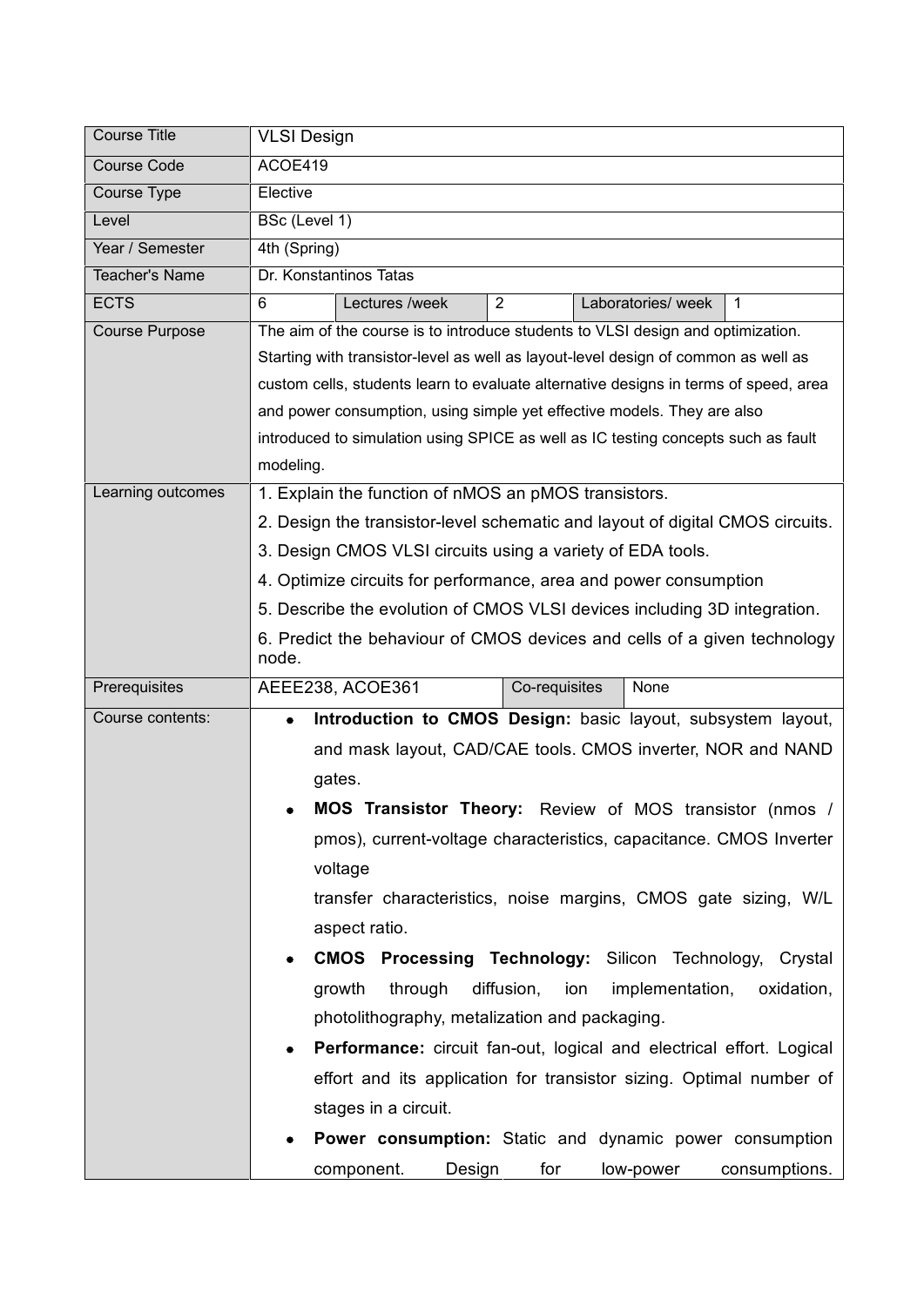| Course Title | VLSI Design | | | | |
|---|---|---|---|---|---|
| Course Code | ACOE419 | | | | |
| Course Type | Elective | | | | |
| Level | BSc (Level 1) | | | | |
| Year / Semester | 4th (Spring) | | | | |
| Teacher's Name | Dr. Konstantinos Tatas | | | | |
| ECTS | 6 | Lectures /week | 2 | Laboratories/ week | 1 |
| Course Purpose | The aim of the course is to introduce students to VLSI design and optimization. Starting with transistor-level as well as layout-level design of common as well as custom cells, students learn to evaluate alternative designs in terms of speed, area and power consumption, using simple yet effective models. They are also introduced to simulation using SPICE as well as IC testing concepts such as fault modeling. | | | | |
| Learning outcomes | 1. Explain the function of nMOS an pMOS transistors.<br>2. Design the transistor-level schematic and layout of digital CMOS circuits.<br>3. Design CMOS VLSI circuits using a variety of EDA tools.<br>4. Optimize circuits for performance, area and power consumption<br>5. Describe the evolution of CMOS VLSI devices including 3D integration.<br>6. Predict the behaviour of CMOS devices and cells of a given technology node. | | | | |
| Prerequisites | AEEE238, ACOE361 | | Co-requisites | None | |
| Course contents: | • **Introduction to CMOS Design:** basic layout, subsystem layout, and mask layout, CAD/CAE tools. CMOS inverter, NOR and NAND gates.<br>• **MOS Transistor Theory:** Review of MOS transistor (nmos / pmos), current-voltage characteristics, capacitance. CMOS Inverter voltage transfer characteristics, noise margins, CMOS gate sizing, W/L aspect ratio.<br>• **CMOS Processing Technology:** Silicon Technology, Crystal growth through diffusion, ion implementation, oxidation, photolithography, metalization and packaging.<br>• **Performance:** circuit fan-out, logical and electrical effort. Logical effort and its application for transistor sizing. Optimal number of stages in a circuit.<br>• **Power consumption:** Static and dynamic power consumption component. Design for low-power consumptions. | | | | |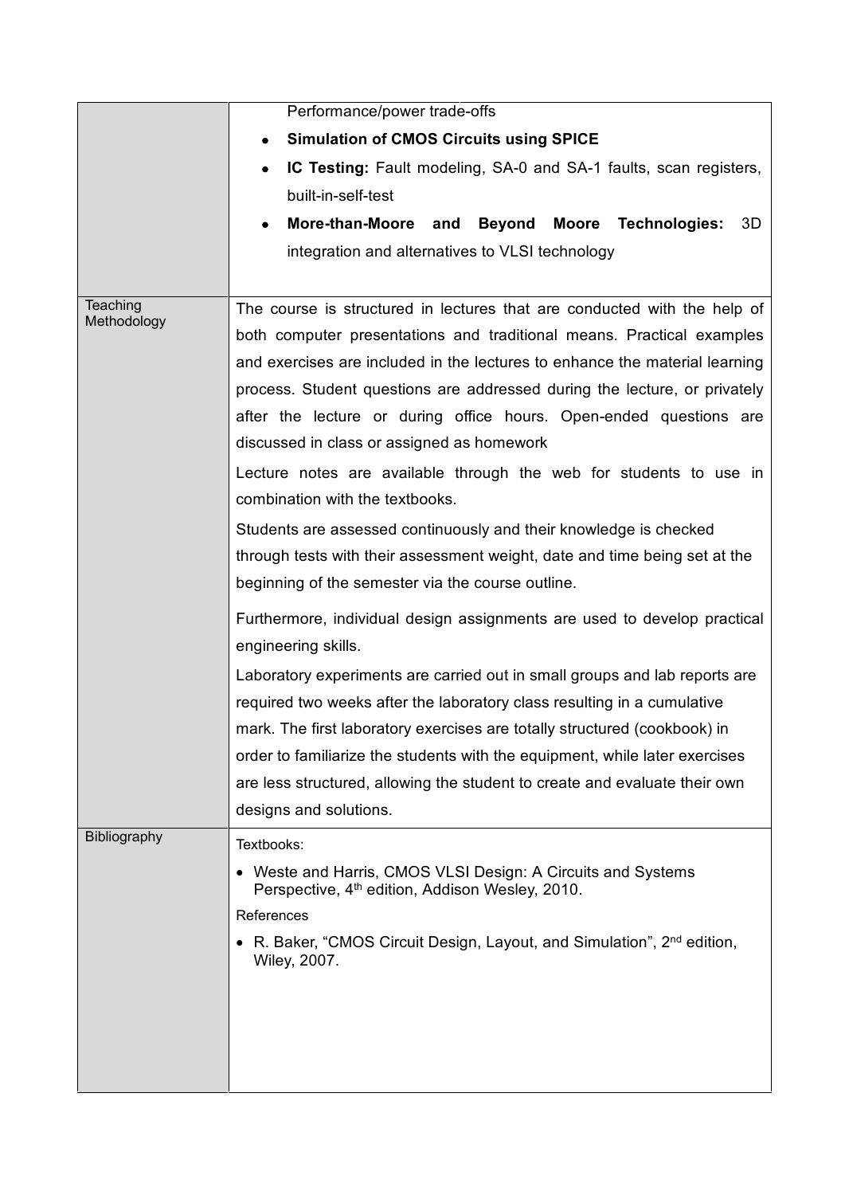| | |
|---|---|
| | Performance/power trade-offs<br>• **Simulation of CMOS Circuits using SPICE**<br>• **IC Testing:** Fault modeling, SA-0 and SA-1 faults, scan registers, built-in-self-test<br>• **More-than-Moore and Beyond Moore Technologies:** 3D integration and alternatives to VLSI technology |
| Teaching Methodology | The course is structured in lectures that are conducted with the help of both computer presentations and traditional means. Practical examples and exercises are included in the lectures to enhance the material learning process. Student questions are addressed during the lecture, or privately after the lecture or during office hours. Open-ended questions are discussed in class or assigned as homework<br><br>Lecture notes are available through the web for students to use in combination with the textbooks.<br><br>Students are assessed continuously and their knowledge is checked through tests with their assessment weight, date and time being set at the beginning of the semester via the course outline.<br><br>Furthermore, individual design assignments are used to develop practical engineering skills.<br><br>Laboratory experiments are carried out in small groups and lab reports are required two weeks after the laboratory class resulting in a cumulative mark. The first laboratory exercises are totally structured (cookbook) in order to familiarize the students with the equipment, while later exercises are less structured, allowing the student to create and evaluate their own designs and solutions. |
| Bibliography | Textbooks:<br>• Weste and Harris, CMOS VLSI Design: A Circuits and Systems Perspective, 4th edition, Addison Wesley, 2010.<br><br>References<br>• R. Baker, "CMOS Circuit Design, Layout, and Simulation", 2nd edition, Wiley, 2007. |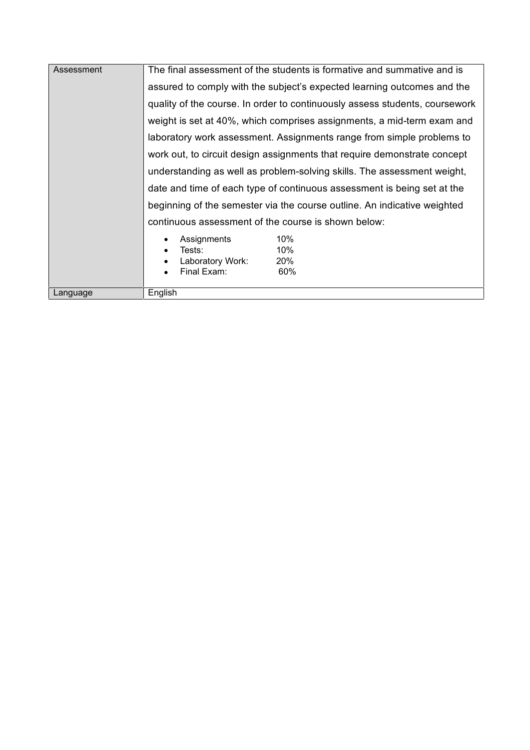| | |
|---|---|
| Assessment | The final assessment of the students is formative and summative and is assured to comply with the subject's expected learning outcomes and the quality of the course. In order to continuously assess students, coursework weight is set at 40%, which comprises assignments, a mid-term exam and laboratory work assessment. Assignments range from simple problems to work out, to circuit design assignments that require demonstrate concept understanding as well as problem-solving skills. The assessment weight, date and time of each type of continuous assessment is being set at the beginning of the semester via the course outline. An indicative weighted continuous assessment of the course is shown below:<br><br>• Assignments 10%<br>• Tests: 10%<br>• Laboratory Work: 20%<br>• Final Exam: 60% |
| Language | English |